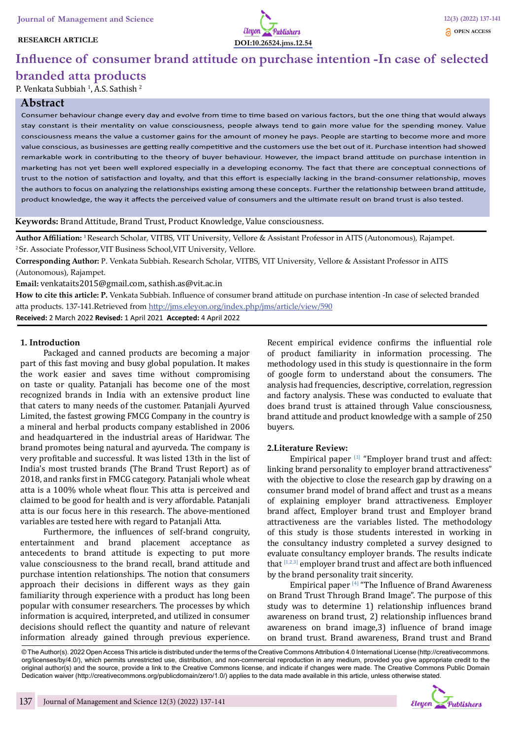RESEARCH ARTICLE

DOI:10.26524.jms.12.54

OPEN ACCESS

# Influence of consumer brand attitude on purchase intention -In case of selected branded atta products

P. Venkata Subbiah [1], A.S. Sathish [2]

## Abstract

Consumer behaviour change every day and evolve from time to time based on various factors, but the one thing that would always stay constant is their mentality on value consciousness, people always tend to gain more value for the spending money. Value consciousness means the value a customer gains for the amount of money he pays. People are starting to become more and more value conscious, as businesses are getting really competitive and the customers use the bet out of it. Purchase intention had showed remarkable work in contributing to the theory of buyer behaviour. However, the impact brand attitude on purchase intention in marketing has not yet been well explored especially in a developing economy. The fact that there are conceptual connections of trust to the notion of satisfaction and loyalty, and that this effort is especially lacking in the brand-consumer relationship, moves the authors to focus on analyzing the relationships existing among these concepts. Further the relationship between brand attitude, product knowledge, the way it affects the perceived value of consumers and the ultimate result on brand trust is also tested.

**Keywords:** Brand Attitude, Brand Trust, Product Knowledge, Value consciousness.

**Author Affiliation:** [1] Research Scholar, VITBS, VIT University, Vellore & Assistant Professor in AITS (Autonomous), Rajampet.
[2] Sr. Associate Professor,VIT Business School,VIT University, Vellore.

**Corresponding Author:** P. Venkata Subbiah. Research Scholar, VITBS, VIT University, Vellore & Assistant Professor in AITS (Autonomous), Rajampet.

**Email:** venkataits2015@gmail.com, sathish.as@vit.ac.in

**How to cite this article: P.** Venkata Subbiah. Influence of consumer brand attitude on purchase intention -In case of selected branded atta products. 137-141.Retrieved from http://jms.eleyon.org/index.php/jms/article/view/590

**Received:** 2 March 2022 **Revised:** 1 April 2021 **Accepted:** 4 April 2022

## 1. Introduction

Packaged and canned products are becoming a major part of this fast moving and busy global population. It makes the work easier and saves time without compromising on taste or quality. Patanjali has become one of the most recognized brands in India with an extensive product line that caters to many needs of the customer. Patanjali Ayurved Limited, the fastest growing FMCG Company in the country is a mineral and herbal products company established in 2006 and headquartered in the industrial areas of Haridwar. The brand promotes being natural and ayurveda. The company is very profitable and successful. It was listed 13th in the list of India's most trusted brands (The Brand Trust Report) as of 2018, and ranks first in FMCG category. Patanjali whole wheat atta is a 100% whole wheat flour. This atta is perceived and claimed to be good for health and is very affordable. Patanjali atta is our focus here in this research. The above-mentioned variables are tested here with regard to Patanjali Atta.

Furthermore, the influences of self-brand congruity, entertainment and brand placement acceptance as antecedents to brand attitude is expecting to put more value consciousness to the brand recall, brand attitude and purchase intention relationships. The notion that consumers approach their decisions in different ways as they gain familiarity through experience with a product has long been popular with consumer researchers. The processes by which information is acquired, interpreted, and utilized in consumer decisions should reflect the quantity and nature of relevant information already gained through previous experience. Recent empirical evidence confirms the influential role of product familiarity in information processing. The methodology used in this study is questionnaire in the form of google form to understand about the consumers. The analysis had frequencies, descriptive, correlation, regression and factory analysis. These was conducted to evaluate that does brand trust is attained through Value consciousness, brand attitude and product knowledge with a sample of 250 buyers.

## 2.Literature Review:

Empirical paper [1] "Employer brand trust and affect: linking brand personality to employer brand attractiveness" with the objective to close the research gap by drawing on a consumer brand model of brand affect and trust as a means of explaining employer brand attractiveness. Employer brand affect, Employer brand trust and Employer brand attractiveness are the variables listed. The methodology of this study is those students interested in working in the consultancy industry completed a survey designed to evaluate consultancy employer brands. The results indicate that [1,2,3] employer brand trust and affect are both influenced by the brand personality trait sincerity.

Empirical paper [4] "The Influence of Brand Awareness on Brand Trust Through Brand Image". The purpose of this study was to determine 1) relationship influences brand awareness on brand trust, 2) relationship influences brand awareness on brand image,3) influence of brand image on brand trust. Brand awareness, Brand trust and Brand

© The Author(s). 2022 Open Access This article is distributed under the terms of the Creative Commons Attribution 4.0 International License (http://creativecommons.org/licenses/by/4.0/), which permits unrestricted use, distribution, and non-commercial reproduction in any medium, provided you give appropriate credit to the original author(s) and the source, provide a link to the Creative Commons license, and indicate if changes were made. The Creative Commons Public Domain Dedication waiver (http://creativecommons.org/publicdomain/zero/1.0/) applies to the data made available in this article, unless otherwise stated.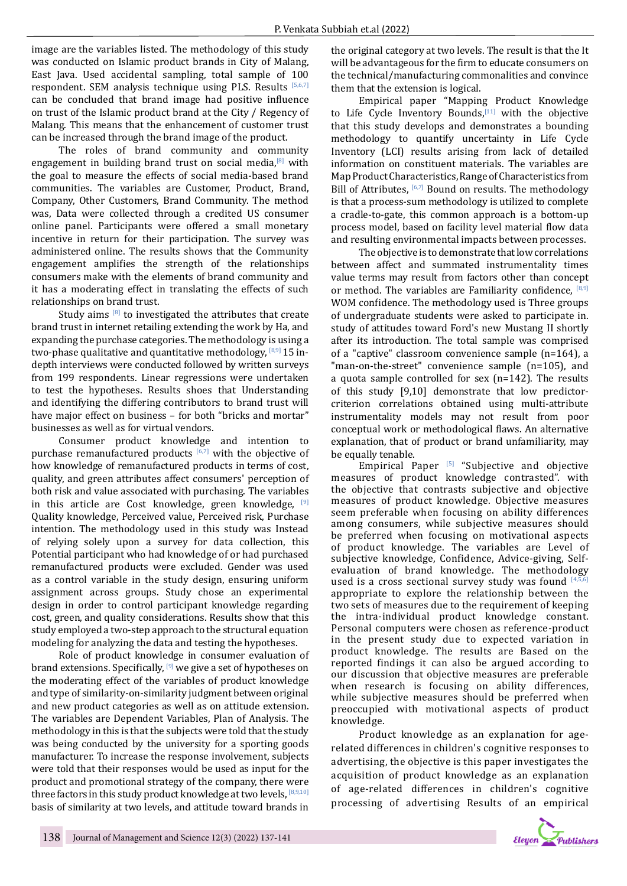image are the variables listed. The methodology of this study was conducted on Islamic product brands in City of Malang, East Java. Used accidental sampling, total sample of 100 respondent. SEM analysis technique using PLS. Results [5,6,7] can be concluded that brand image had positive influence on trust of the Islamic product brand at the City / Regency of Malang. This means that the enhancement of customer trust can be increased through the brand image of the product.

The roles of brand community and community engagement in building brand trust on social media,[8] with the goal to measure the effects of social media-based brand communities. The variables are Customer, Product, Brand, Company, Other Customers, Brand Community. The method was, Data were collected through a credited US consumer online panel. Participants were offered a small monetary incentive in return for their participation. The survey was administered online. The results shows that the Community engagement amplifies the strength of the relationships consumers make with the elements of brand community and it has a moderating effect in translating the effects of such relationships on brand trust.

Study aims [8] to investigated the attributes that create brand trust in internet retailing extending the work by Ha, and expanding the purchase categories. The methodology is using a two-phase qualitative and quantitative methodology, [8,9] 15 in-depth interviews were conducted followed by written surveys from 199 respondents. Linear regressions were undertaken to test the hypotheses. Results shoes that Understanding and identifying the differing contributors to brand trust will have major effect on business – for both "bricks and mortar" businesses as well as for virtual vendors.

Consumer product knowledge and intention to purchase remanufactured products [6,7] with the objective of how knowledge of remanufactured products in terms of cost, quality, and green attributes affect consumers' perception of both risk and value associated with purchasing. The variables in this article are Cost knowledge, green knowledge, [9] Quality knowledge, Perceived value, Perceived risk, Purchase intention. The methodology used in this study was Instead of relying solely upon a survey for data collection, this Potential participant who had knowledge of or had purchased remanufactured products were excluded. Gender was used as a control variable in the study design, ensuring uniform assignment across groups. Study chose an experimental design in order to control participant knowledge regarding cost, green, and quality considerations. Results show that this study employed a two-step approach to the structural equation modeling for analyzing the data and testing the hypotheses.

Role of product knowledge in consumer evaluation of brand extensions. Specifically, [9] we give a set of hypotheses on the moderating effect of the variables of product knowledge and type of similarity-on-similarity judgment between original and new product categories as well as on attitude extension. The variables are Dependent Variables, Plan of Analysis. The methodology in this is that the subjects were told that the study was being conducted by the university for a sporting goods manufacturer. To increase the response involvement, subjects were told that their responses would be used as input for the product and promotional strategy of the company, there were three factors in this study product knowledge at two levels, [8,9,10] basis of similarity at two levels, and attitude toward brands in the original category at two levels. The result is that the It will be advantageous for the firm to educate consumers on the technical/manufacturing commonalities and convince them that the extension is logical.

Empirical paper "Mapping Product Knowledge to Life Cycle Inventory Bounds,[11] with the objective that this study develops and demonstrates a bounding methodology to quantify uncertainty in Life Cycle Inventory (LCI) results arising from lack of detailed information on constituent materials. The variables are Map Product Characteristics, Range of Characteristics from Bill of Attributes, [6,7] Bound on results. The methodology is that a process-sum methodology is utilized to complete a cradle-to-gate, this common approach is a bottom-up process model, based on facility level material flow data and resulting environmental impacts between processes.

The objective is to demonstrate that low correlations between affect and summated instrumentality times value terms may result from factors other than concept or method. The variables are Familiarity confidence, [8,9] WOM confidence. The methodology used is Three groups of undergraduate students were asked to participate in. study of attitudes toward Ford's new Mustang II shortly after its introduction. The total sample was comprised of a "captive" classroom convenience sample (n=164), a "man-on-the-street" convenience sample (n=105), and a quota sample controlled for sex (n=142). The results of this study [9,10] demonstrate that low predictor-criterion correlations obtained using multi-attribute instrumentality models may not result from poor conceptual work or methodological flaws. An alternative explanation, that of product or brand unfamiliarity, may be equally tenable.

Empirical Paper [5] "Subjective and objective measures of product knowledge contrasted". with the objective that contrasts subjective and objective measures of product knowledge. Objective measures seem preferable when focusing on ability differences among consumers, while subjective measures should be preferred when focusing on motivational aspects of product knowledge. The variables are Level of subjective knowledge, Confidence, Advice-giving, Self-evaluation of brand knowledge. The methodology used is a cross sectional survey study was found [4,5,6] appropriate to explore the relationship between the two sets of measures due to the requirement of keeping the intra-individual product knowledge constant. Personal computers were chosen as reference-product in the present study due to expected variation in product knowledge. The results are Based on the reported findings it can also be argued according to our discussion that objective measures are preferable when research is focusing on ability differences, while subjective measures should be preferred when preoccupied with motivational aspects of product knowledge.

Product knowledge as an explanation for age-related differences in children's cognitive responses to advertising, the objective is this paper investigates the acquisition of product knowledge as an explanation of age-related differences in children's cognitive processing of advertising Results of an empirical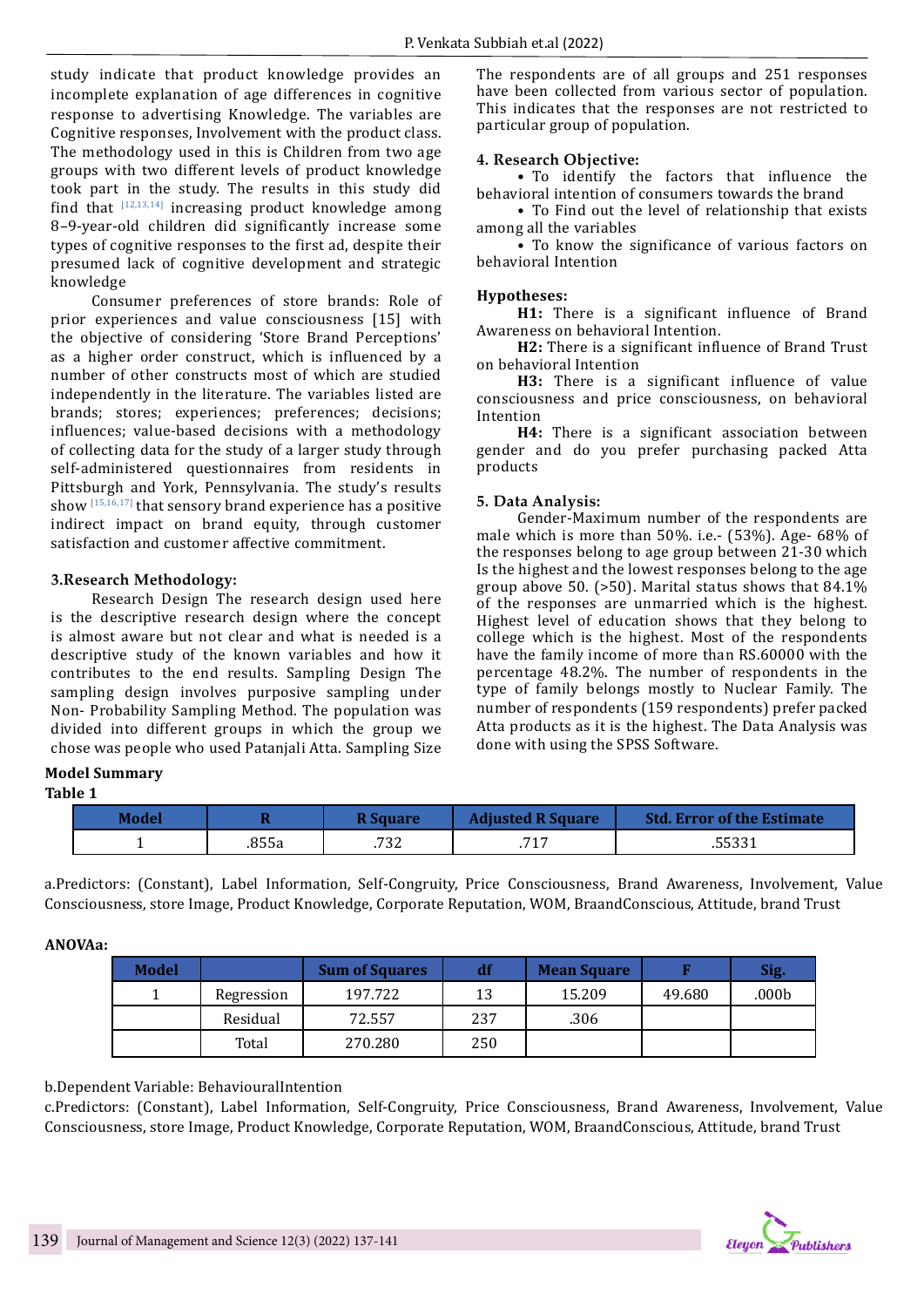study indicate that product knowledge provides an incomplete explanation of age differences in cognitive response to advertising Knowledge. The variables are Cognitive responses, Involvement with the product class. The methodology used in this is Children from two age groups with two different levels of product knowledge took part in the study. The results in this study did find that [12,13,14] increasing product knowledge among 8–9-year-old children did significantly increase some types of cognitive responses to the first ad, despite their presumed lack of cognitive development and strategic knowledge

Consumer preferences of store brands: Role of prior experiences and value consciousness [15] with the objective of considering 'Store Brand Perceptions' as a higher order construct, which is influenced by a number of other constructs most of which are studied independently in the literature. The variables listed are brands; stores; experiences; preferences; decisions; influences; value-based decisions with a methodology of collecting data for the study of a larger study through self-administered questionnaires from residents in Pittsburgh and York, Pennsylvania. The study's results show [15,16,17] that sensory brand experience has a positive indirect impact on brand equity, through customer satisfaction and customer affective commitment.

## 3.Research Methodology:

Research Design The research design used here is the descriptive research design where the concept is almost aware but not clear and what is needed is a descriptive study of the known variables and how it contributes to the end results. Sampling Design The sampling design involves purposive sampling under Non- Probability Sampling Method. The population was divided into different groups in which the group we chose was people who used Patanjali Atta. Sampling Size The respondents are of all groups and 251 responses have been collected from various sector of population. This indicates that the responses are not restricted to particular group of population.

## 4. Research Objective:

- To identify the factors that influence the behavioral intention of consumers towards the brand
- To Find out the level of relationship that exists among all the variables
- To know the significance of various factors on behavioral Intention

## Hypotheses:

**H1:** There is a significant influence of Brand Awareness on behavioral Intention.

**H2:** There is a significant influence of Brand Trust on behavioral Intention

**H3:** There is a significant influence of value consciousness and price consciousness, on behavioral Intention

**H4:** There is a significant association between gender and do you prefer purchasing packed Atta products

## 5. Data Analysis:

Gender-Maximum number of the respondents are male which is more than 50%. i.e.- (53%). Age- 68% of the responses belong to age group between 21-30 which Is the highest and the lowest responses belong to the age group above 50. (>50). Marital status shows that 84.1% of the responses are unmarried which is the highest. Highest level of education shows that they belong to college which is the highest. Most of the respondents have the family income of more than RS.60000 with the percentage 48.2%. The number of respondents in the type of family belongs mostly to Nuclear Family. The number of respondents (159 respondents) prefer packed Atta products as it is the highest. The Data Analysis was done with using the SPSS Software.

**Model Summary**

**Table 1**

| Model | R | R Square | Adjusted R Square | Std. Error of the Estimate |
|---|---|---|---|---|
| 1 | .855a | .732 | .717 | .55331 |

a.Predictors: (Constant), Label Information, Self-Congruity, Price Consciousness, Brand Awareness, Involvement, Value Consciousness, store Image, Product Knowledge, Corporate Reputation, WOM, BraandConscious, Attitude, brand Trust

**ANOVAa:**

| Model | | Sum of Squares | df | Mean Square | F | Sig. |
|---|---|---|---|---|---|---|
| 1 | Regression | 197.722 | 13 | 15.209 | 49.680 | .000b |
| | Residual | 72.557 | 237 | .306 | | |
| | Total | 270.280 | 250 | | | |

b.Dependent Variable: BehaviouralIntention

c.Predictors: (Constant), Label Information, Self-Congruity, Price Consciousness, Brand Awareness, Involvement, Value Consciousness, store Image, Product Knowledge, Corporate Reputation, WOM, BraandConscious, Attitude, brand Trust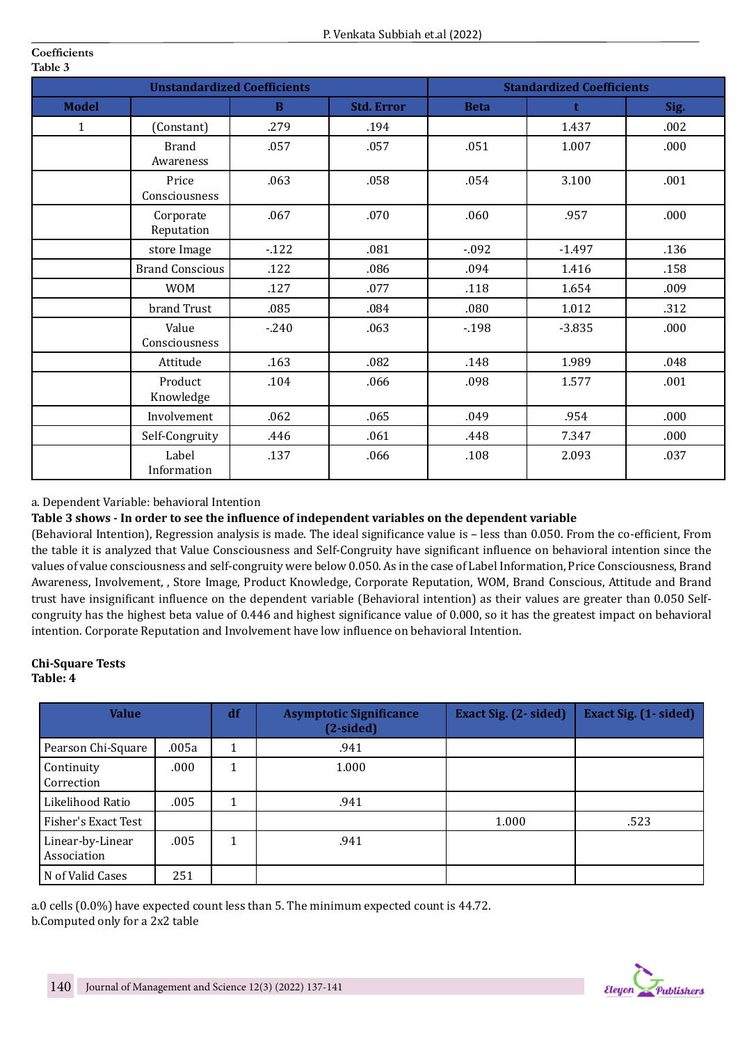**Coefficients**
**Table 3**

| Unstandardized Coefficients | | | | Standardized Coefficients | | |
|---|---|---|---|---|---|---|
| Model | | B | Std. Error | Beta | t | Sig. |
| 1 | (Constant) | .279 | .194 | | 1.437 | .002 |
| | Brand Awareness | .057 | .057 | .051 | 1.007 | .000 |
| | Price Consciousness | .063 | .058 | .054 | 3.100 | .001 |
| | Corporate Reputation | .067 | .070 | .060 | .957 | .000 |
| | store Image | -.122 | .081 | -.092 | -1.497 | .136 |
| | Brand Conscious | .122 | .086 | .094 | 1.416 | .158 |
| | WOM | .127 | .077 | .118 | 1.654 | .009 |
| | brand Trust | .085 | .084 | .080 | 1.012 | .312 |
| | Value Consciousness | -.240 | .063 | -.198 | -3.835 | .000 |
| | Attitude | .163 | .082 | .148 | 1.989 | .048 |
| | Product Knowledge | .104 | .066 | .098 | 1.577 | .001 |
| | Involvement | .062 | .065 | .049 | .954 | .000 |
| | Self-Congruity | .446 | .061 | .448 | 7.347 | .000 |
| | Label Information | .137 | .066 | .108 | 2.093 | .037 |

a. Dependent Variable: behavioral Intention

**Table 3 shows - In order to see the influence of independent variables on the dependent variable** (Behavioral Intention), Regression analysis is made. The ideal significance value is – less than 0.050. From the co-efficient, From the table it is analyzed that Value Consciousness and Self-Congruity have significant influence on behavioral intention since the values of value consciousness and self-congruity were below 0.050. As in the case of Label Information, Price Consciousness, Brand Awareness, Involvement, , Store Image, Product Knowledge, Corporate Reputation, WOM, Brand Conscious, Attitude and Brand trust have insignificant influence on the dependent variable (Behavioral intention) as their values are greater than 0.050 Self-congruity has the highest beta value of 0.446 and highest significance value of 0.000, so it has the greatest impact on behavioral intention. Corporate Reputation and Involvement have low influence on behavioral Intention.

**Chi-Square Tests**
**Table: 4**

| Value | | df | Asymptotic Significance (2-sided) | Exact Sig. (2- sided) | Exact Sig. (1- sided) |
|---|---|---|---|---|---|
| Pearson Chi-Square | .005a | 1 | .941 | | |
| Continuity Correction | .000 | 1 | 1.000 | | |
| Likelihood Ratio | .005 | 1 | .941 | | |
| Fisher's Exact Test | | | | 1.000 | .523 |
| Linear-by-Linear Association | .005 | 1 | .941 | | |
| N of Valid Cases | 251 | | | | |

a.0 cells (0.0%) have expected count less than 5. The minimum expected count is 44.72.
b.Computed only for a 2x2 table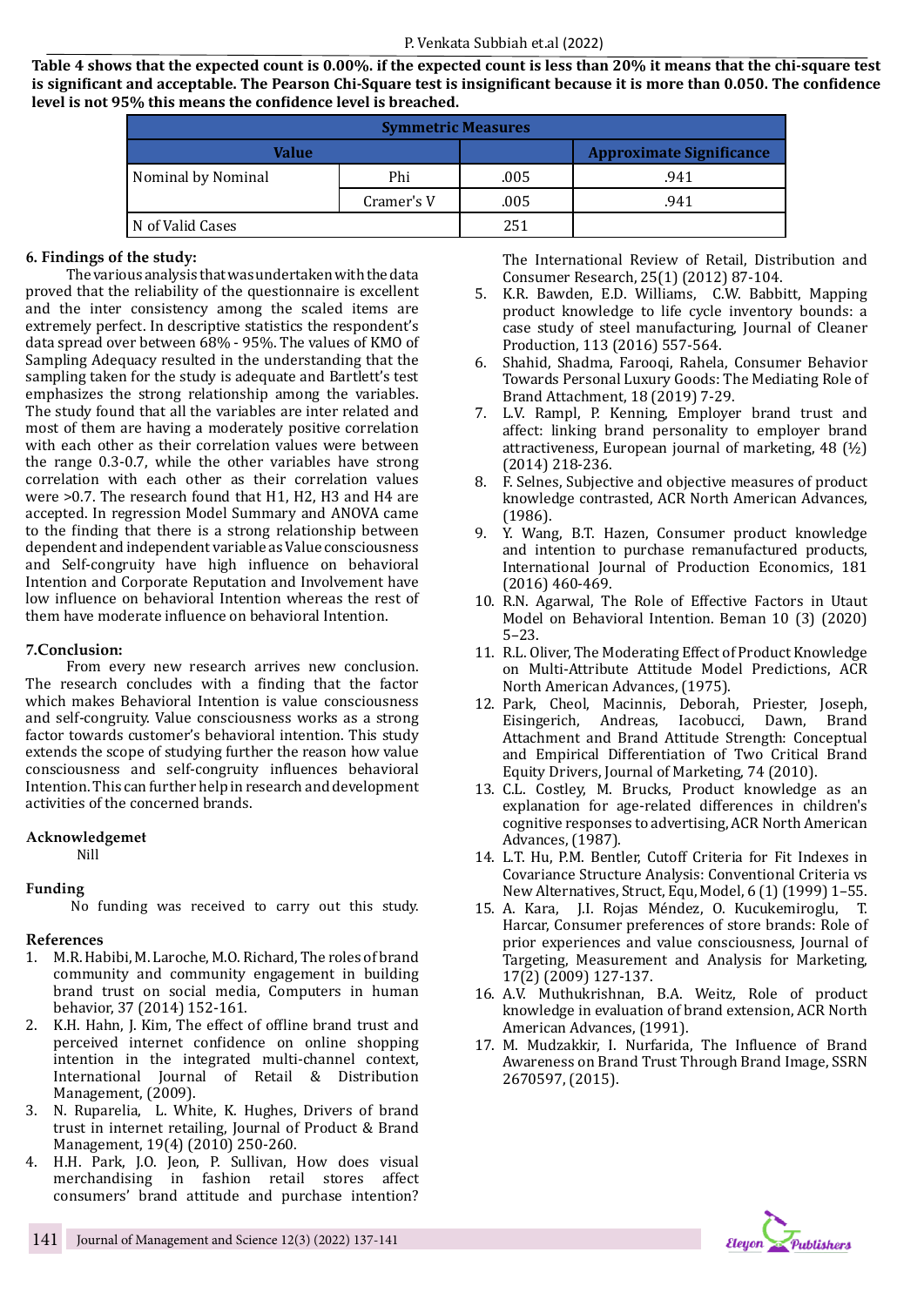**Table 4 shows that the expected count is 0.00%. if the expected count is less than 20% it means that the chi-square test is significant and acceptable. The Pearson Chi-Square test is insignificant because it is more than 0.050. The confidence level is not 95% this means the confidence level is breached.**

| Symmetric Measures | | | |
|---|---|---|---|
| Value | | | Approximate Significance |
| Nominal by Nominal | Phi | .005 | .941 |
| | Cramer's V | .005 | .941 |
| N of Valid Cases | | 251 | |

## 6. Findings of the study:

The various analysis that was undertaken with the data proved that the reliability of the questionnaire is excellent and the inter consistency among the scaled items are extremely perfect. In descriptive statistics the respondent's data spread over between 68% - 95%. The values of KMO of Sampling Adequacy resulted in the understanding that the sampling taken for the study is adequate and Bartlett's test emphasizes the strong relationship among the variables. The study found that all the variables are inter related and most of them are having a moderately positive correlation with each other as their correlation values were between the range 0.3-0.7, while the other variables have strong correlation with each other as their correlation values were >0.7. The research found that H1, H2, H3 and H4 are accepted. In regression Model Summary and ANOVA came to the finding that there is a strong relationship between dependent and independent variable as Value consciousness and Self-congruity have high influence on behavioral Intention and Corporate Reputation and Involvement have low influence on behavioral Intention whereas the rest of them have moderate influence on behavioral Intention.

## 7.Conclusion:

From every new research arrives new conclusion. The research concludes with a finding that the factor which makes Behavioral Intention is value consciousness and self-congruity. Value consciousness works as a strong factor towards customer's behavioral intention. This study extends the scope of studying further the reason how value consciousness and self-congruity influences behavioral Intention. This can further help in research and development activities of the concerned brands.

## Acknowledgemet

Nill

## Funding

No funding was received to carry out this study.

## References

1. M.R. Habibi, M. Laroche, M.O. Richard, The roles of brand community and community engagement in building brand trust on social media, Computers in human behavior, 37 (2014) 152-161.
2. K.H. Hahn, J. Kim, The effect of offline brand trust and perceived internet confidence on online shopping intention in the integrated multi-channel context, International Journal of Retail & Distribution Management, (2009).
3. N. Ruparelia, L. White, K. Hughes, Drivers of brand trust in internet retailing, Journal of Product & Brand Management, 19(4) (2010) 250-260.
4. H.H. Park, J.O. Jeon, P. Sullivan, How does visual merchandising in fashion retail stores affect consumers' brand attitude and purchase intention? The International Review of Retail, Distribution and Consumer Research, 25(1) (2012) 87-104.
5. K.R. Bawden, E.D. Williams, C.W. Babbitt, Mapping product knowledge to life cycle inventory bounds: a case study of steel manufacturing, Journal of Cleaner Production, 113 (2016) 557-564.
6. Shahid, Shadma, Farooqi, Rahela, Consumer Behavior Towards Personal Luxury Goods: The Mediating Role of Brand Attachment, 18 (2019) 7-29.
7. L.V. Rampl, P. Kenning, Employer brand trust and affect: linking brand personality to employer brand attractiveness, European journal of marketing, 48 (½) (2014) 218-236.
8. F. Selnes, Subjective and objective measures of product knowledge contrasted, ACR North American Advances, (1986).
9. Y. Wang, B.T. Hazen, Consumer product knowledge and intention to purchase remanufactured products, International Journal of Production Economics, 181 (2016) 460-469.
10. R.N. Agarwal, The Role of Effective Factors in Utaut Model on Behavioral Intention. Beman 10 (3) (2020) 5–23.
11. R.L. Oliver, The Moderating Effect of Product Knowledge on Multi-Attribute Attitude Model Predictions, ACR North American Advances, (1975).
12. Park, Cheol, Macinnis, Deborah, Priester, Joseph, Eisingerich, Andreas, Iacobucci, Dawn, Brand Attachment and Brand Attitude Strength: Conceptual and Empirical Differentiation of Two Critical Brand Equity Drivers, Journal of Marketing, 74 (2010).
13. C.L. Costley, M. Brucks, Product knowledge as an explanation for age-related differences in children's cognitive responses to advertising, ACR North American Advances, (1987).
14. L.T. Hu, P.M. Bentler, Cutoff Criteria for Fit Indexes in Covariance Structure Analysis: Conventional Criteria vs New Alternatives, Struct, Equ, Model, 6 (1) (1999) 1–55.
15. A. Kara, J.I. Rojas Méndez, O. Kucukemiroglu, T. Harcar, Consumer preferences of store brands: Role of prior experiences and value consciousness, Journal of Targeting, Measurement and Analysis for Marketing, 17(2) (2009) 127-137.
16. A.V. Muthukrishnan, B.A. Weitz, Role of product knowledge in evaluation of brand extension, ACR North American Advances, (1991).
17. M. Mudzakkir, I. Nurfarida, The Influence of Brand Awareness on Brand Trust Through Brand Image, SSRN 2670597, (2015).